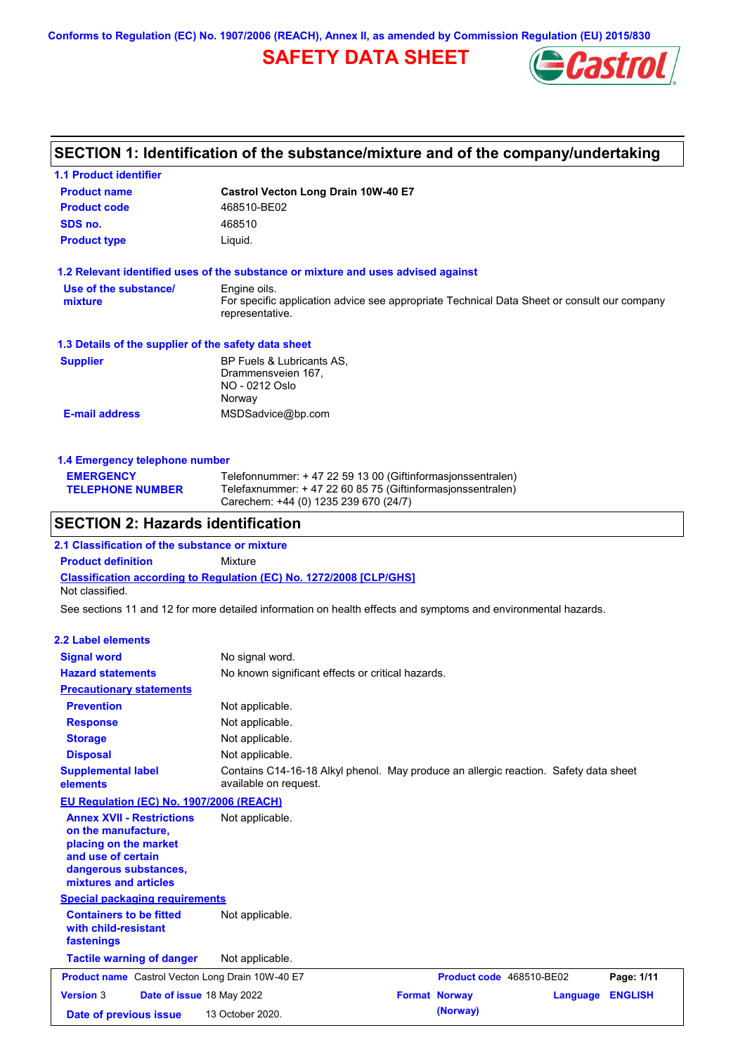Conforms to Regulation (EC) No. 1907/2006 (REACH), Annex II, as amended by Commission Regulation (EU) 2015/830

# SAFETY DATA SHEET

## SECTION 1: Identification of the substance/mixture and of the company/undertaking

### 1.1 Product identifier

| | |
|---|---|
| **Product name** | **Castrol Vecton Long Drain 10W-40 E7** |
| **Product code** | 468510-BE02 |
| **SDS no.** | 468510 |
| **Product type** | Liquid. |

### 1.2 Relevant identified uses of the substance or mixture and uses advised against

| | |
|---|---|
| **Use of the substance/ mixture** | Engine oils. For specific application advice see appropriate Technical Data Sheet or consult our company representative. |

### 1.3 Details of the supplier of the safety data sheet

| | |
|---|---|
| **Supplier** | BP Fuels & Lubricants AS, Drammensveien 167, NO - 0212 Oslo Norway |
| **E-mail address** | MSDSadvice@bp.com |

### 1.4 Emergency telephone number

| | |
|---|---|
| **EMERGENCY TELEPHONE NUMBER** | Telefonnummer: + 47 22 59 13 00 (Giftinformasjonssentralen) Telefaxnummer: + 47 22 60 85 75 (Giftinformasjonssentralen) Carechem: +44 (0) 1235 239 670 (24/7) |

## SECTION 2: Hazards identification

### 2.1 Classification of the substance or mixture

**Product definition** Mixture

**Classification according to Regulation (EC) No. 1272/2008 [CLP/GHS]**

Not classified.

See sections 11 and 12 for more detailed information on health effects and symptoms and environmental hazards.

### 2.2 Label elements

| | |
|---|---|
| **Signal word** | No signal word. |
| **Hazard statements** | No known significant effects or critical hazards. |
| **Precautionary statements** | |
| **Prevention** | Not applicable. |
| **Response** | Not applicable. |
| **Storage** | Not applicable. |
| **Disposal** | Not applicable. |
| **Supplemental label elements** | Contains C14-16-18 Alkyl phenol. May produce an allergic reaction. Safety data sheet available on request. |
| **EU Regulation (EC) No. 1907/2006 (REACH)** | |
| **Annex XVII - Restrictions on the manufacture, placing on the market and use of certain dangerous substances, mixtures and articles** | Not applicable. |
| **Special packaging requirements** | |
| **Containers to be fitted with child-resistant fastenings** | Not applicable. |
| **Tactile warning of danger** | Not applicable. |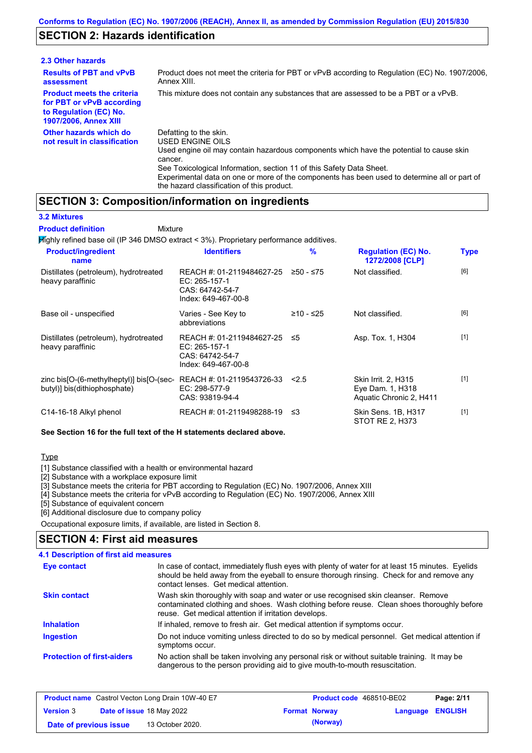## SECTION 2: Hazards identification

### 2.3 Other hazards

**Results of PBT and vPvB assessment**: Product does not meet the criteria for PBT or vPvB according to Regulation (EC) No. 1907/2006, Annex XIII.

**Product meets the criteria for PBT or vPvB according to Regulation (EC) No. 1907/2006, Annex XIII**: This mixture does not contain any substances that are assessed to be a PBT or a vPvB.

**Other hazards which do not result in classification**: Defatting to the skin.
USED ENGINE OILS
Used engine oil may contain hazardous components which have the potential to cause skin cancer.
See Toxicological Information, section 11 of this Safety Data Sheet.
Experimental data on one or more of the components has been used to determine all or part of the hazard classification of this product.

## SECTION 3: Composition/information on ingredients

### 3.2 Mixtures

**Product definition**: Mixture

Highly refined base oil (IP 346 DMSO extract < 3%). Proprietary performance additives.

| Product/ingredient name | Identifiers | % | Regulation (EC) No. 1272/2008 [CLP] | Type |
|---|---|---|---|---|
| Distillates (petroleum), hydrotreated heavy paraffinic | REACH #: 01-2119484627-25<br>EC: 265-157-1<br>CAS: 64742-54-7<br>Index: 649-467-00-8 | ≥50 - ≤75 | Not classified. | [6] |
| Base oil - unspecified | Varies - See Key to abbreviations | ≥10 - ≤25 | Not classified. | [6] |
| Distillates (petroleum), hydrotreated heavy paraffinic | REACH #: 01-2119484627-25<br>EC: 265-157-1<br>CAS: 64742-54-7<br>Index: 649-467-00-8 | ≤5 | Asp. Tox. 1, H304 | [1] |
| zinc bis[O-(6-methylheptyl)] bis[O-(sec-butyl)] bis(dithiophosphate) | REACH #: 01-2119543726-33<br>EC: 298-577-9<br>CAS: 93819-94-4 | <2.5 | Skin Irrit. 2, H315<br>Eye Dam. 1, H318<br>Aquatic Chronic 2, H411 | [1] |
| C14-16-18 Alkyl phenol | REACH #: 01-2119498288-19 | ≤3 | Skin Sens. 1B, H317<br>STOT RE 2, H373 | [1] |

**See Section 16 for the full text of the H statements declared above.**

Type

[1] Substance classified with a health or environmental hazard
[2] Substance with a workplace exposure limit
[3] Substance meets the criteria for PBT according to Regulation (EC) No. 1907/2006, Annex XIII
[4] Substance meets the criteria for vPvB according to Regulation (EC) No. 1907/2006, Annex XIII
[5] Substance of equivalent concern
[6] Additional disclosure due to company policy

Occupational exposure limits, if available, are listed in Section 8.

## SECTION 4: First aid measures

### 4.1 Description of first aid measures

**Eye contact**: In case of contact, immediately flush eyes with plenty of water for at least 15 minutes. Eyelids should be held away from the eyeball to ensure thorough rinsing. Check for and remove any contact lenses. Get medical attention.

**Skin contact**: Wash skin thoroughly with soap and water or use recognised skin cleanser. Remove contaminated clothing and shoes. Wash clothing before reuse. Clean shoes thoroughly before reuse. Get medical attention if irritation develops.

**Inhalation**: If inhaled, remove to fresh air. Get medical attention if symptoms occur.

**Ingestion**: Do not induce vomiting unless directed to do so by medical personnel. Get medical attention if symptoms occur.

**Protection of first-aiders**: No action shall be taken involving any personal risk or without suitable training. It may be dangerous to the person providing aid to give mouth-to-mouth resuscitation.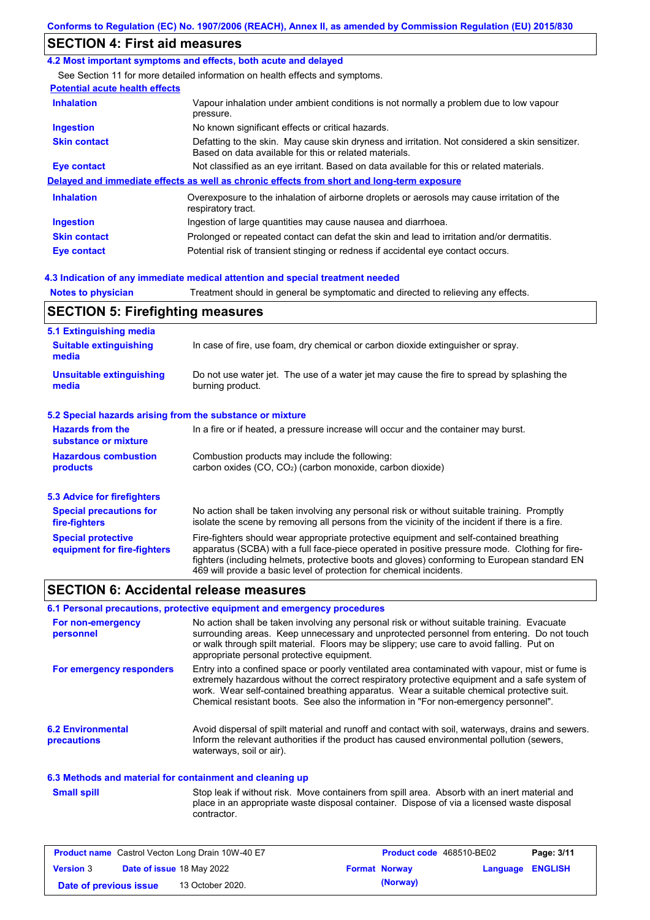## SECTION 4: First aid measures

### 4.2 Most important symptoms and effects, both acute and delayed

See Section 11 for more detailed information on health effects and symptoms.

**Potential acute health effects**

| | |
|---|---|
| **Inhalation** | Vapour inhalation under ambient conditions is not normally a problem due to low vapour pressure. |
| **Ingestion** | No known significant effects or critical hazards. |
| **Skin contact** | Defatting to the skin. May cause skin dryness and irritation. Not considered a skin sensitizer. Based on data available for this or related materials. |
| **Eye contact** | Not classified as an eye irritant. Based on data available for this or related materials. |

**Delayed and immediate effects as well as chronic effects from short and long-term exposure**

| | |
|---|---|
| **Inhalation** | Overexposure to the inhalation of airborne droplets or aerosols may cause irritation of the respiratory tract. |
| **Ingestion** | Ingestion of large quantities may cause nausea and diarrhoea. |
| **Skin contact** | Prolonged or repeated contact can defat the skin and lead to irritation and/or dermatitis. |
| **Eye contact** | Potential risk of transient stinging or redness if accidental eye contact occurs. |

### 4.3 Indication of any immediate medical attention and special treatment needed

| | |
|---|---|
| **Notes to physician** | Treatment should in general be symptomatic and directed to relieving any effects. |

## SECTION 5: Firefighting measures

### 5.1 Extinguishing media

| | |
|---|---|
| **Suitable extinguishing media** | In case of fire, use foam, dry chemical or carbon dioxide extinguisher or spray. |
| **Unsuitable extinguishing media** | Do not use water jet. The use of a water jet may cause the fire to spread by splashing the burning product. |

### 5.2 Special hazards arising from the substance or mixture

| | |
|---|---|
| **Hazards from the substance or mixture** | In a fire or if heated, a pressure increase will occur and the container may burst. |
| **Hazardous combustion products** | Combustion products may include the following: carbon oxides (CO, $CO_2$) (carbon monoxide, carbon dioxide) |

### 5.3 Advice for firefighters

| | |
|---|---|
| **Special precautions for fire-fighters** | No action shall be taken involving any personal risk or without suitable training. Promptly isolate the scene by removing all persons from the vicinity of the incident if there is a fire. |
| **Special protective equipment for fire-fighters** | Fire-fighters should wear appropriate protective equipment and self-contained breathing apparatus (SCBA) with a full face-piece operated in positive pressure mode. Clothing for fire-fighters (including helmets, protective boots and gloves) conforming to European standard EN 469 will provide a basic level of protection for chemical incidents. |

## SECTION 6: Accidental release measures

### 6.1 Personal precautions, protective equipment and emergency procedures

| | |
|---|---|
| **For non-emergency personnel** | No action shall be taken involving any personal risk or without suitable training. Evacuate surrounding areas. Keep unnecessary and unprotected personnel from entering. Do not touch or walk through spilt material. Floors may be slippery; use care to avoid falling. Put on appropriate personal protective equipment. |
| **For emergency responders** | Entry into a confined space or poorly ventilated area contaminated with vapour, mist or fume is extremely hazardous without the correct respiratory protective equipment and a safe system of work. Wear self-contained breathing apparatus. Wear a suitable chemical protective suit. Chemical resistant boots. See also the information in "For non-emergency personnel". |

| | |
|---|---|
| **6.2 Environmental precautions** | Avoid dispersal of spilt material and runoff and contact with soil, waterways, drains and sewers. Inform the relevant authorities if the product has caused environmental pollution (sewers, waterways, soil or air). |

### 6.3 Methods and material for containment and cleaning up

| | |
|---|---|
| **Small spill** | Stop leak if without risk. Move containers from spill area. Absorb with an inert material and place in an appropriate waste disposal container. Dispose of via a licensed waste disposal contractor. |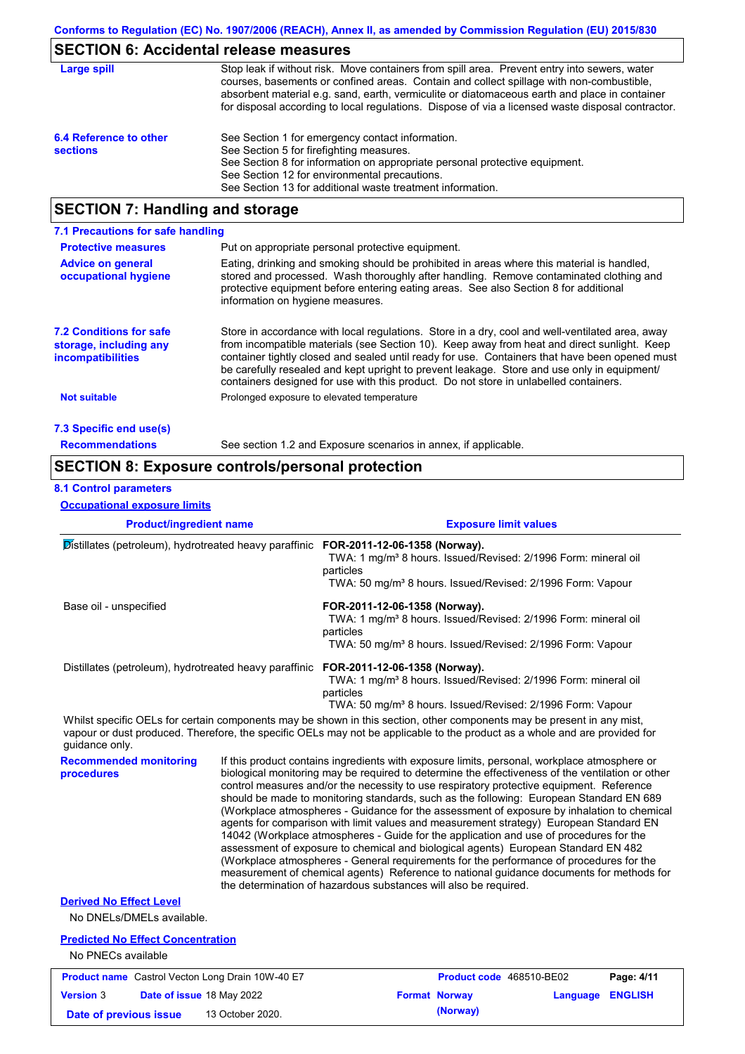## SECTION 6: Accidental release measures

**Large spill**

Stop leak if without risk. Move containers from spill area. Prevent entry into sewers, water courses, basements or confined areas. Contain and collect spillage with non-combustible, absorbent material e.g. sand, earth, vermiculite or diatomaceous earth and place in container for disposal according to local regulations. Dispose of via a licensed waste disposal contractor.

**6.4 Reference to other sections**

See Section 1 for emergency contact information.
See Section 5 for firefighting measures.
See Section 8 for information on appropriate personal protective equipment.
See Section 12 for environmental precautions.
See Section 13 for additional waste treatment information.

## SECTION 7: Handling and storage

### 7.1 Precautions for safe handling

**Protective measures**

Put on appropriate personal protective equipment.

**Advice on general occupational hygiene**

Eating, drinking and smoking should be prohibited in areas where this material is handled, stored and processed. Wash thoroughly after handling. Remove contaminated clothing and protective equipment before entering eating areas. See also Section 8 for additional information on hygiene measures.

### 7.2 Conditions for safe storage, including any incompatibilities

Store in accordance with local regulations. Store in a dry, cool and well-ventilated area, away from incompatible materials (see Section 10). Keep away from heat and direct sunlight. Keep container tightly closed and sealed until ready for use. Containers that have been opened must be carefully resealed and kept upright to prevent leakage. Store and use only in equipment/ containers designed for use with this product. Do not store in unlabelled containers.

**Not suitable**

Prolonged exposure to elevated temperature

### 7.3 Specific end use(s)

**Recommendations**

See section 1.2 and Exposure scenarios in annex, if applicable.

## SECTION 8: Exposure controls/personal protection

### 8.1 Control parameters

**Occupational exposure limits**

| Product/ingredient name | Exposure limit values |
|---|---|
| Distillates (petroleum), hydrotreated heavy paraffinic | **FOR-2011-12-06-1358 (Norway).** TWA: 1 mg/m³ 8 hours. Issued/Revised: 2/1996 Form: mineral oil particles TWA: 50 mg/m³ 8 hours. Issued/Revised: 2/1996 Form: Vapour |
| Base oil - unspecified | **FOR-2011-12-06-1358 (Norway).** TWA: 1 mg/m³ 8 hours. Issued/Revised: 2/1996 Form: mineral oil particles TWA: 50 mg/m³ 8 hours. Issued/Revised: 2/1996 Form: Vapour |
| Distillates (petroleum), hydrotreated heavy paraffinic | **FOR-2011-12-06-1358 (Norway).** TWA: 1 mg/m³ 8 hours. Issued/Revised: 2/1996 Form: mineral oil particles TWA: 50 mg/m³ 8 hours. Issued/Revised: 2/1996 Form: Vapour |

Whilst specific OELs for certain components may be shown in this section, other components may be present in any mist, vapour or dust produced. Therefore, the specific OELs may not be applicable to the product as a whole and are provided for guidance only.

**Recommended monitoring procedures**

If this product contains ingredients with exposure limits, personal, workplace atmosphere or biological monitoring may be required to determine the effectiveness of the ventilation or other control measures and/or the necessity to use respiratory protective equipment. Reference should be made to monitoring standards, such as the following: European Standard EN 689 (Workplace atmospheres - Guidance for the assessment of exposure by inhalation to chemical agents for comparison with limit values and measurement strategy) European Standard EN 14042 (Workplace atmospheres - Guide for the application and use of procedures for the assessment of exposure to chemical and biological agents) European Standard EN 482 (Workplace atmospheres - General requirements for the performance of procedures for the measurement of chemical agents) Reference to national guidance documents for methods for the determination of hazardous substances will also be required.

**Derived No Effect Level**

No DNELs/DMELs available.

**Predicted No Effect Concentration**

No PNECs available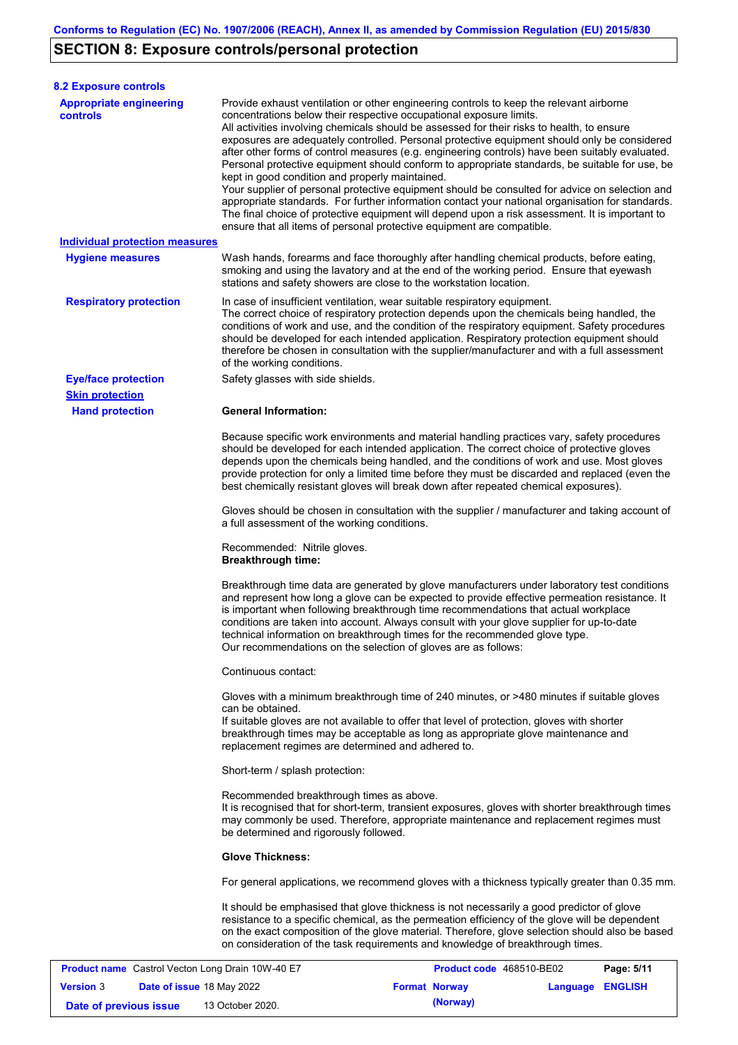## SECTION 8: Exposure controls/personal protection

### 8.2 Exposure controls

**Appropriate engineering controls**

Provide exhaust ventilation or other engineering controls to keep the relevant airborne concentrations below their respective occupational exposure limits.
All activities involving chemicals should be assessed for their risks to health, to ensure exposures are adequately controlled. Personal protective equipment should only be considered after other forms of control measures (e.g. engineering controls) have been suitably evaluated. Personal protective equipment should conform to appropriate standards, be suitable for use, be kept in good condition and properly maintained.
Your supplier of personal protective equipment should be consulted for advice on selection and appropriate standards. For further information contact your national organisation for standards. The final choice of protective equipment will depend upon a risk assessment. It is important to ensure that all items of personal protective equipment are compatible.

**Individual protection measures**

**Hygiene measures**

Wash hands, forearms and face thoroughly after handling chemical products, before eating, smoking and using the lavatory and at the end of the working period. Ensure that eyewash stations and safety showers are close to the workstation location.

**Respiratory protection**

In case of insufficient ventilation, wear suitable respiratory equipment.
The correct choice of respiratory protection depends upon the chemicals being handled, the conditions of work and use, and the condition of the respiratory equipment. Safety procedures should be developed for each intended application. Respiratory protection equipment should therefore be chosen in consultation with the supplier/manufacturer and with a full assessment of the working conditions.

**Eye/face protection**

Safety glasses with side shields.

**Skin protection**

**Hand protection**

**General Information:**

Because specific work environments and material handling practices vary, safety procedures should be developed for each intended application. The correct choice of protective gloves depends upon the chemicals being handled, and the conditions of work and use. Most gloves provide protection for only a limited time before they must be discarded and replaced (even the best chemically resistant gloves will break down after repeated chemical exposures).

Gloves should be chosen in consultation with the supplier / manufacturer and taking account of a full assessment of the working conditions.

Recommended: Nitrile gloves.
**Breakthrough time:**

Breakthrough time data are generated by glove manufacturers under laboratory test conditions and represent how long a glove can be expected to provide effective permeation resistance. It is important when following breakthrough time recommendations that actual workplace conditions are taken into account. Always consult with your glove supplier for up-to-date technical information on breakthrough times for the recommended glove type.
Our recommendations on the selection of gloves are as follows:

Continuous contact:

Gloves with a minimum breakthrough time of 240 minutes, or >480 minutes if suitable gloves can be obtained.
If suitable gloves are not available to offer that level of protection, gloves with shorter breakthrough times may be acceptable as long as appropriate glove maintenance and replacement regimes are determined and adhered to.

Short-term / splash protection:

Recommended breakthrough times as above.
It is recognised that for short-term, transient exposures, gloves with shorter breakthrough times may commonly be used. Therefore, appropriate maintenance and replacement regimes must be determined and rigorously followed.

**Glove Thickness:**

For general applications, we recommend gloves with a thickness typically greater than 0.35 mm.

It should be emphasised that glove thickness is not necessarily a good predictor of glove resistance to a specific chemical, as the permeation efficiency of the glove will be dependent on the exact composition of the glove material. Therefore, glove selection should also be based on consideration of the task requirements and knowledge of breakthrough times.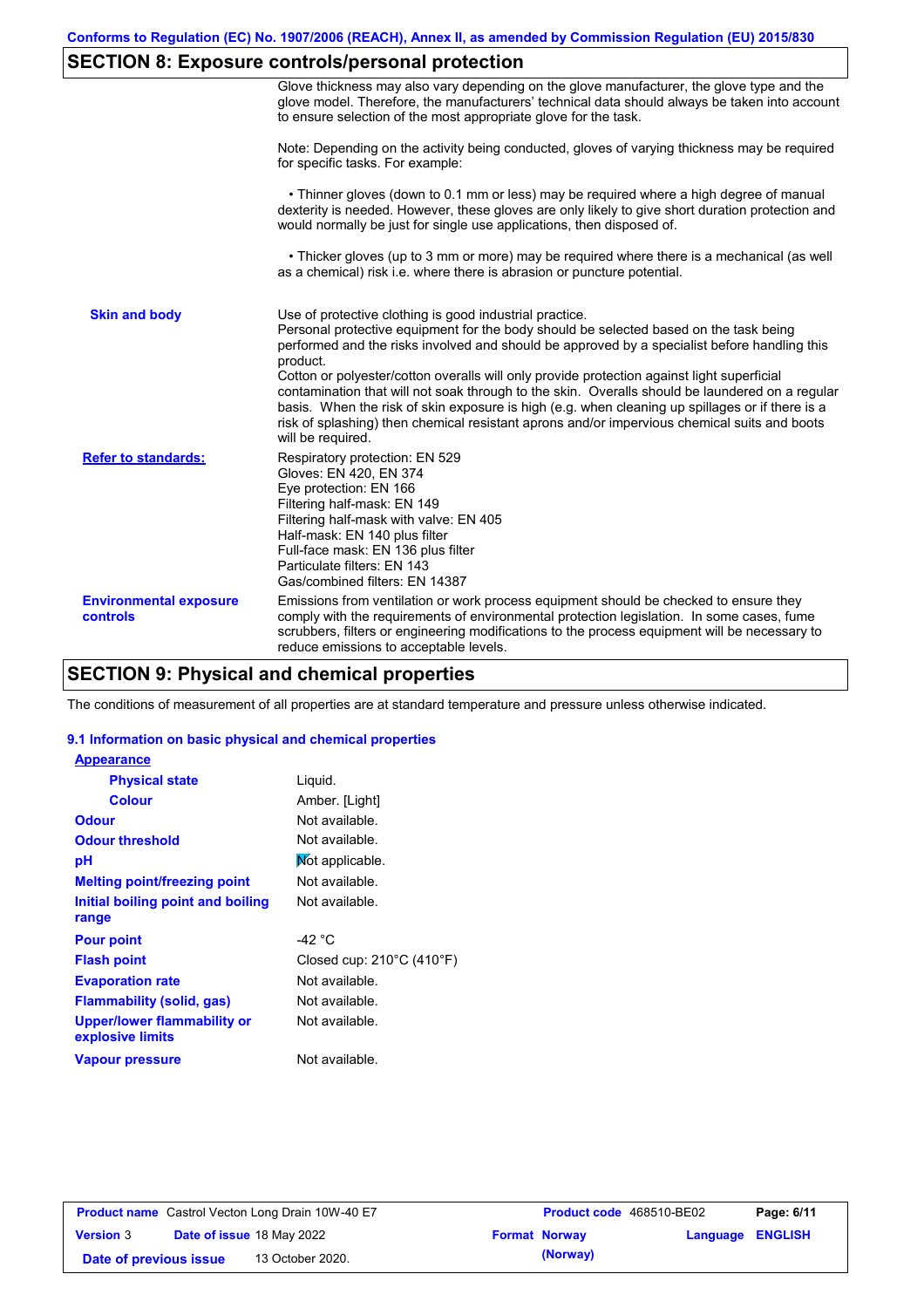## SECTION 8: Exposure controls/personal protection

Glove thickness may also vary depending on the glove manufacturer, the glove type and the glove model. Therefore, the manufacturers' technical data should always be taken into account to ensure selection of the most appropriate glove for the task.

Note: Depending on the activity being conducted, gloves of varying thickness may be required for specific tasks. For example:

- Thinner gloves (down to 0.1 mm or less) may be required where a high degree of manual dexterity is needed. However, these gloves are only likely to give short duration protection and would normally be just for single use applications, then disposed of.

- Thicker gloves (up to 3 mm or more) may be required where there is a mechanical (as well as a chemical) risk i.e. where there is abrasion or puncture potential.

**Skin and body**

Use of protective clothing is good industrial practice.
Personal protective equipment for the body should be selected based on the task being performed and the risks involved and should be approved by a specialist before handling this product.
Cotton or polyester/cotton overalls will only provide protection against light superficial contamination that will not soak through to the skin. Overalls should be laundered on a regular basis. When the risk of skin exposure is high (e.g. when cleaning up spillages or if there is a risk of splashing) then chemical resistant aprons and/or impervious chemical suits and boots will be required.

**Refer to standards:**

Respiratory protection: EN 529
Gloves: EN 420, EN 374
Eye protection: EN 166
Filtering half-mask: EN 149
Filtering half-mask with valve: EN 405
Half-mask: EN 140 plus filter
Full-face mask: EN 136 plus filter
Particulate filters: EN 143
Gas/combined filters: EN 14387

**Environmental exposure controls**

Emissions from ventilation or work process equipment should be checked to ensure they comply with the requirements of environmental protection legislation. In some cases, fume scrubbers, filters or engineering modifications to the process equipment will be necessary to reduce emissions to acceptable levels.

## SECTION 9: Physical and chemical properties

The conditions of measurement of all properties are at standard temperature and pressure unless otherwise indicated.

### 9.1 Information on basic physical and chemical properties

| Property | Value |
|---|---|
| **Appearance** | |
| Physical state | Liquid. |
| Colour | Amber. [Light] |
| Odour | Not available. |
| Odour threshold | Not available. |
| pH | Not applicable. |
| Melting point/freezing point | Not available. |
| Initial boiling point and boiling range | Not available. |
| Pour point | -42 °C |
| Flash point | Closed cup: 210°C (410°F) |
| Evaporation rate | Not available. |
| Flammability (solid, gas) | Not available. |
| Upper/lower flammability or explosive limits | Not available. |
| Vapour pressure | Not available. |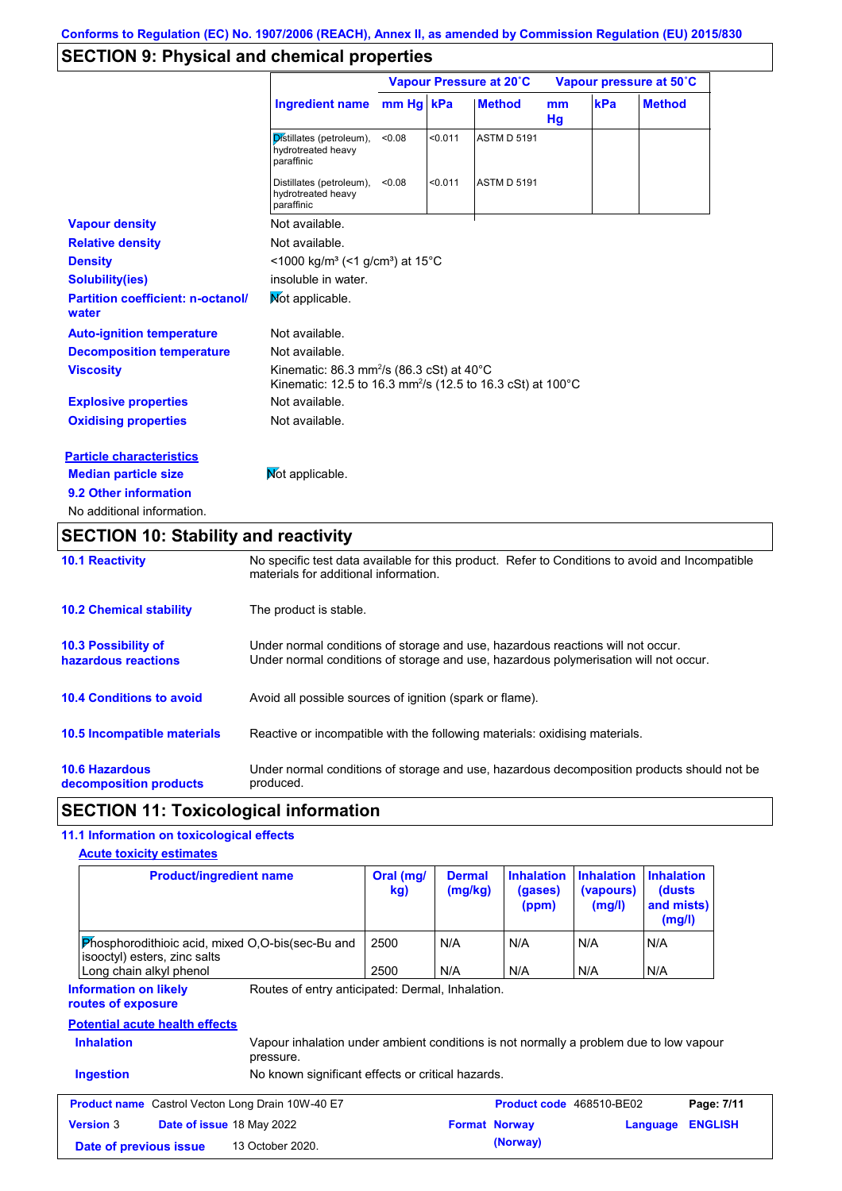Conforms to Regulation (EC) No. 1907/2006 (REACH), Annex II, as amended by Commission Regulation (EU) 2015/830

## SECTION 9: Physical and chemical properties

| | Vapour Pressure at 20˚C | | | Vapour pressure at 50˚C | | |
|---|---|---|---|---|---|---|
| **Ingredient name** | **mm Hg** | **kPa** | **Method** | **mm Hg** | **kPa** | **Method** |
| Distillates (petroleum), hydrotreated heavy paraffinic | <0.08 | <0.011 | ASTM D 5191 | | | |
| Distillates (petroleum), hydrotreated heavy paraffinic | <0.08 | <0.011 | ASTM D 5191 | | | |

**Vapour density** Not available.

**Relative density** Not available.

**Density** <1000 kg/m³ (<1 g/cm³) at 15°C

**Solubility(ies)** insoluble in water.

**Partition coefficient: n-octanol/water** Not applicable.

**Auto-ignition temperature** Not available.

**Decomposition temperature** Not available.

**Viscosity** Kinematic: 86.3 mm²/s (86.3 cSt) at 40°C
Kinematic: 12.5 to 16.3 mm²/s (12.5 to 16.3 cSt) at 100°C

**Explosive properties** Not available.

**Oxidising properties** Not available.

**Particle characteristics**

**Median particle size** Not applicable.

**9.2 Other information**

No additional information.

## SECTION 10: Stability and reactivity

**10.1 Reactivity** No specific test data available for this product. Refer to Conditions to avoid and Incompatible materials for additional information.

**10.2 Chemical stability** The product is stable.

**10.3 Possibility of hazardous reactions** Under normal conditions of storage and use, hazardous reactions will not occur.
Under normal conditions of storage and use, hazardous polymerisation will not occur.

**10.4 Conditions to avoid** Avoid all possible sources of ignition (spark or flame).

**10.5 Incompatible materials** Reactive or incompatible with the following materials: oxidising materials.

**10.6 Hazardous decomposition products** Under normal conditions of storage and use, hazardous decomposition products should not be produced.

## SECTION 11: Toxicological information

**11.1 Information on toxicological effects**

**Acute toxicity estimates**

| Product/ingredient name | Oral (mg/kg) | Dermal (mg/kg) | Inhalation (gases) (ppm) | Inhalation (vapours) (mg/l) | Inhalation (dusts and mists) (mg/l) |
|---|---|---|---|---|---|
| Phosphorodithioic acid, mixed O,O-bis(sec-Bu and isooctyl) esters, zinc salts | 2500 | N/A | N/A | N/A | N/A |
| Long chain alkyl phenol | 2500 | N/A | N/A | N/A | N/A |

**Information on likely routes of exposure** Routes of entry anticipated: Dermal, Inhalation.

**Potential acute health effects**

**Inhalation** Vapour inhalation under ambient conditions is not normally a problem due to low vapour pressure.

**Ingestion** No known significant effects or critical hazards.

| **Product name** Castrol Vecton Long Drain 10W-40 E7 | **Product code** 468510-BE02 | **Page:** 7/11 |
|---|---|---|
| **Version** 3 **Date of issue** 18 May 2022 | **Format** Norway (Norway) | **Language** ENGLISH |
| **Date of previous issue** 13 October 2020. | | |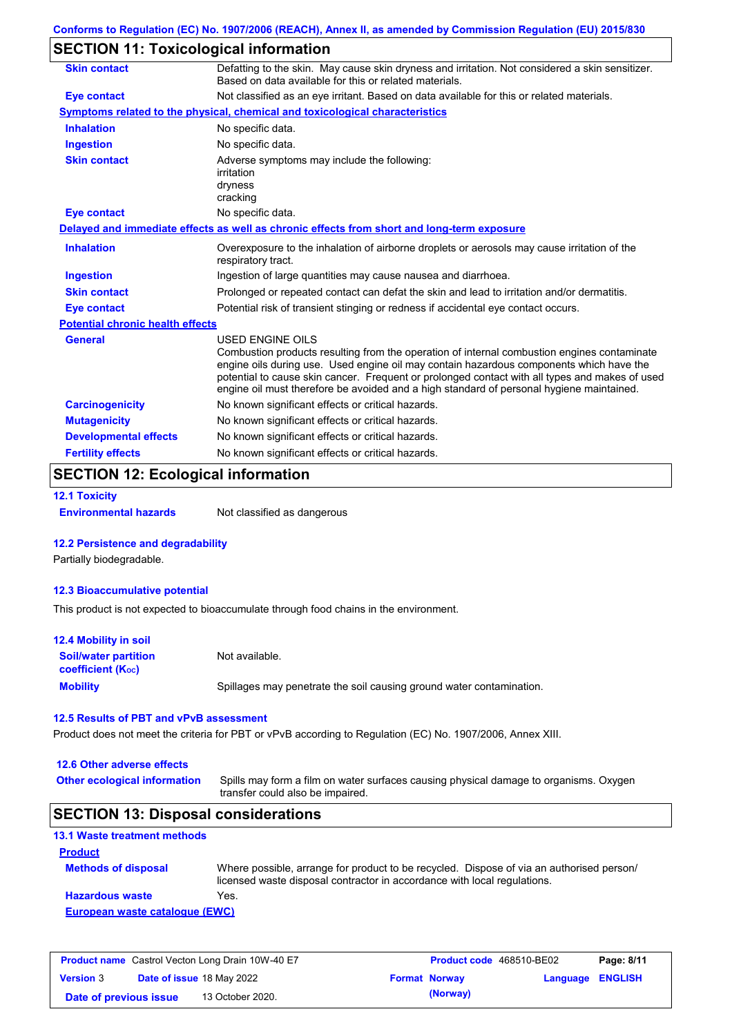## SECTION 11: Toxicological information

| | |
|---|---|
| **Skin contact** | Defatting to the skin. May cause skin dryness and irritation. Not considered a skin sensitizer. Based on data available for this or related materials. |
| **Eye contact** | Not classified as an eye irritant. Based on data available for this or related materials. |

**Symptoms related to the physical, chemical and toxicological characteristics**

| | |
|---|---|
| **Inhalation** | No specific data. |
| **Ingestion** | No specific data. |
| **Skin contact** | Adverse symptoms may include the following:<br>irritation<br>dryness<br>cracking |
| **Eye contact** | No specific data. |

**Delayed and immediate effects as well as chronic effects from short and long-term exposure**

| | |
|---|---|
| **Inhalation** | Overexposure to the inhalation of airborne droplets or aerosols may cause irritation of the respiratory tract. |
| **Ingestion** | Ingestion of large quantities may cause nausea and diarrhoea. |
| **Skin contact** | Prolonged or repeated contact can defat the skin and lead to irritation and/or dermatitis. |
| **Eye contact** | Potential risk of transient stinging or redness if accidental eye contact occurs. |

**Potential chronic health effects**

| | |
|---|---|
| **General** | USED ENGINE OILS<br>Combustion products resulting from the operation of internal combustion engines contaminate engine oils during use. Used engine oil may contain hazardous components which have the potential to cause skin cancer. Frequent or prolonged contact with all types and makes of used engine oil must therefore be avoided and a high standard of personal hygiene maintained. |
| **Carcinogenicity** | No known significant effects or critical hazards. |
| **Mutagenicity** | No known significant effects or critical hazards. |
| **Developmental effects** | No known significant effects or critical hazards. |
| **Fertility effects** | No known significant effects or critical hazards. |

## SECTION 12: Ecological information

### 12.1 Toxicity

**Environmental hazards** Not classified as dangerous

### 12.2 Persistence and degradability

Partially biodegradable.

### 12.3 Bioaccumulative potential

This product is not expected to bioaccumulate through food chains in the environment.

### 12.4 Mobility in soil

| | |
|---|---|
| **Soil/water partition coefficient ($K_{oc}$)** | Not available. |
| **Mobility** | Spillages may penetrate the soil causing ground water contamination. |

### 12.5 Results of PBT and vPvB assessment

Product does not meet the criteria for PBT or vPvB according to Regulation (EC) No. 1907/2006, Annex XIII.

### 12.6 Other adverse effects

**Other ecological information** Spills may form a film on water surfaces causing physical damage to organisms. Oxygen transfer could also be impaired.

## SECTION 13: Disposal considerations

### 13.1 Waste treatment methods

**Product**

| | |
|---|---|
| **Methods of disposal** | Where possible, arrange for product to be recycled. Dispose of via an authorised person/ licensed waste disposal contractor in accordance with local regulations. |
| **Hazardous waste** | Yes. |

**European waste catalogue (EWC)**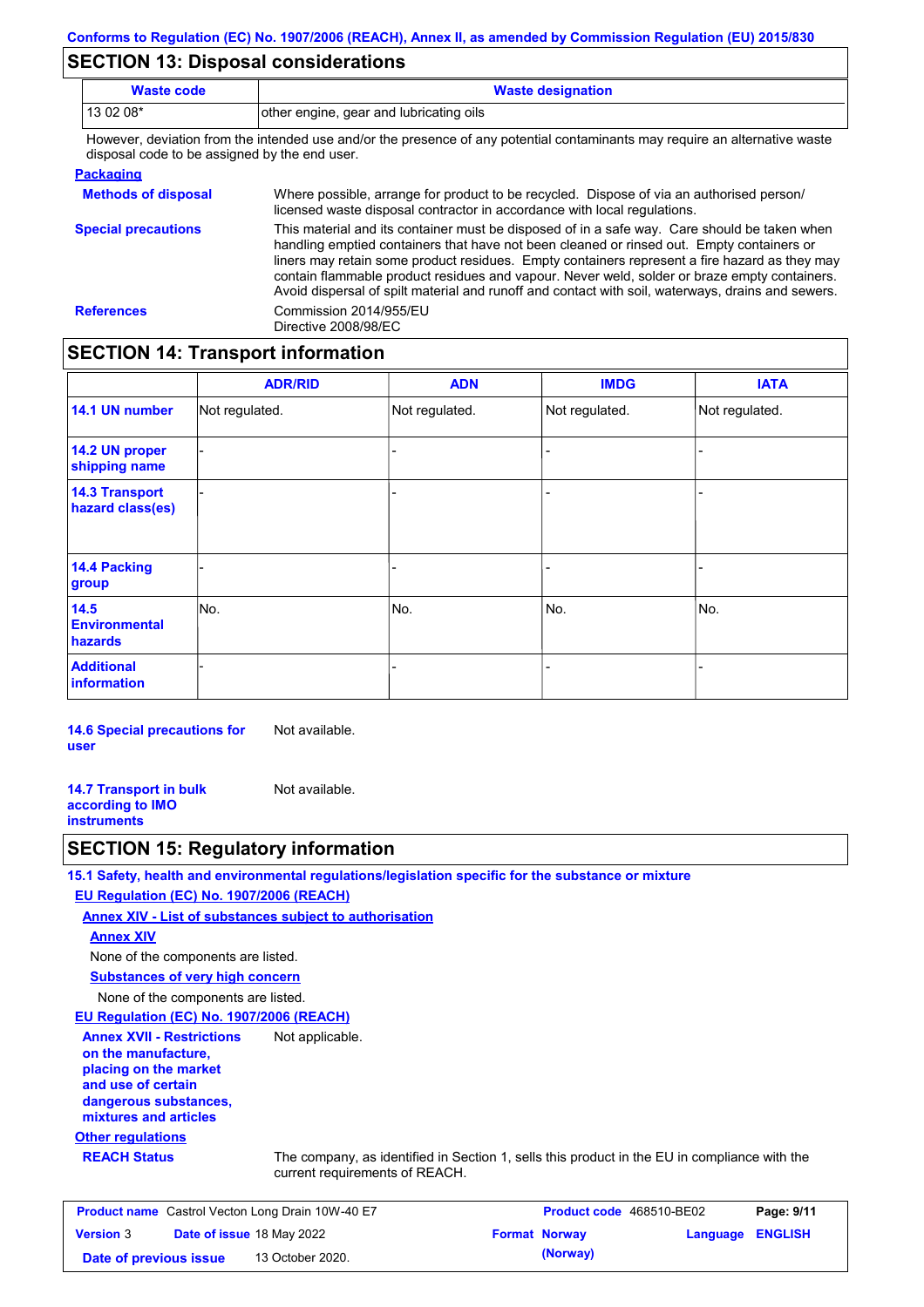## SECTION 13: Disposal considerations

| Waste code | Waste designation |
| --- | --- |
| 13 02 08* | other engine, gear and lubricating oils |

However, deviation from the intended use and/or the presence of any potential contaminants may require an alternative waste disposal code to be assigned by the end user.

**Packaging**

**Methods of disposal** Where possible, arrange for product to be recycled. Dispose of via an authorised person/ licensed waste disposal contractor in accordance with local regulations.

**Special precautions** This material and its container must be disposed of in a safe way. Care should be taken when handling emptied containers that have not been cleaned or rinsed out. Empty containers or liners may retain some product residues. Empty containers represent a fire hazard as they may contain flammable product residues and vapour. Never weld, solder or braze empty containers. Avoid dispersal of spilt material and runoff and contact with soil, waterways, drains and sewers.

**References** Commission 2014/955/EU
Directive 2008/98/EC

## SECTION 14: Transport information

| | ADR/RID | ADN | IMDG | IATA |
| --- | --- | --- | --- | --- |
| **14.1 UN number** | Not regulated. | Not regulated. | Not regulated. | Not regulated. |
| **14.2 UN proper shipping name** | - | - | - | - |
| **14.3 Transport hazard class(es)** | - | - | - | - |
| **14.4 Packing group** | - | - | - | - |
| **14.5 Environmental hazards** | No. | No. | No. | No. |
| **Additional information** | - | - | - | - |

**14.6 Special precautions for user** Not available.

**14.7 Transport in bulk according to IMO instruments** Not available.

## SECTION 15: Regulatory information

**15.1 Safety, health and environmental regulations/legislation specific for the substance or mixture**

**EU Regulation (EC) No. 1907/2006 (REACH)**

**Annex XIV - List of substances subject to authorisation**

**Annex XIV**

None of the components are listed.

**Substances of very high concern**

None of the components are listed.

**EU Regulation (EC) No. 1907/2006 (REACH)**

**Annex XVII - Restrictions on the manufacture, placing on the market and use of certain dangerous substances, mixtures and articles** Not applicable.

**Other regulations**

**REACH Status** The company, as identified in Section 1, sells this product in the EU in compliance with the current requirements of REACH.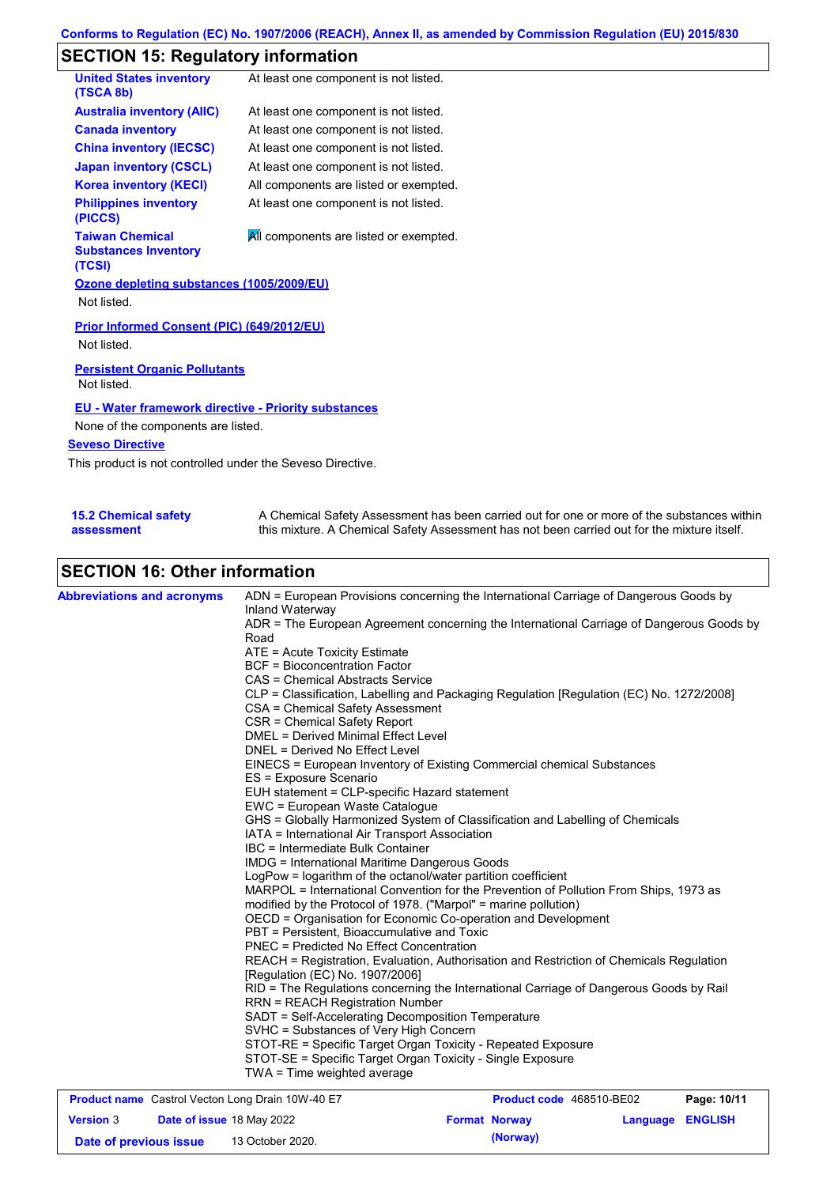## SECTION 15: Regulatory information

| | |
|---|---|
| **United States inventory (TSCA 8b)** | At least one component is not listed. |
| **Australia inventory (AIIC)** | At least one component is not listed. |
| **Canada inventory** | At least one component is not listed. |
| **China inventory (IECSC)** | At least one component is not listed. |
| **Japan inventory (CSCL)** | At least one component is not listed. |
| **Korea inventory (KECI)** | All components are listed or exempted. |
| **Philippines inventory (PICCS)** | At least one component is not listed. |
| **Taiwan Chemical Substances Inventory (TCSI)** | All components are listed or exempted. |

**Ozone depleting substances (1005/2009/EU)**

Not listed.

**Prior Informed Consent (PIC) (649/2012/EU)**

Not listed.

**Persistent Organic Pollutants**

Not listed.

**EU - Water framework directive - Priority substances**

None of the components are listed.

**Seveso Directive**

This product is not controlled under the Seveso Directive.

**15.2 Chemical safety assessment**

A Chemical Safety Assessment has been carried out for one or more of the substances within this mixture. A Chemical Safety Assessment has not been carried out for the mixture itself.

## SECTION 16: Other information

**Abbreviations and acronyms**

ADN = European Provisions concerning the International Carriage of Dangerous Goods by Inland Waterway
ADR = The European Agreement concerning the International Carriage of Dangerous Goods by Road
ATE = Acute Toxicity Estimate
BCF = Bioconcentration Factor
CAS = Chemical Abstracts Service
CLP = Classification, Labelling and Packaging Regulation [Regulation (EC) No. 1272/2008]
CSA = Chemical Safety Assessment
CSR = Chemical Safety Report
DMEL = Derived Minimal Effect Level
DNEL = Derived No Effect Level
EINECS = European Inventory of Existing Commercial chemical Substances
ES = Exposure Scenario
EUH statement = CLP-specific Hazard statement
EWC = European Waste Catalogue
GHS = Globally Harmonized System of Classification and Labelling of Chemicals
IATA = International Air Transport Association
IBC = Intermediate Bulk Container
IMDG = International Maritime Dangerous Goods
LogPow = logarithm of the octanol/water partition coefficient
MARPOL = International Convention for the Prevention of Pollution From Ships, 1973 as modified by the Protocol of 1978. ("Marpol" = marine pollution)
OECD = Organisation for Economic Co-operation and Development
PBT = Persistent, Bioaccumulative and Toxic
PNEC = Predicted No Effect Concentration
REACH = Registration, Evaluation, Authorisation and Restriction of Chemicals Regulation [Regulation (EC) No. 1907/2006]
RID = The Regulations concerning the International Carriage of Dangerous Goods by Rail
RRN = REACH Registration Number
SADT = Self-Accelerating Decomposition Temperature
SVHC = Substances of Very High Concern
STOT-RE = Specific Target Organ Toxicity - Repeated Exposure
STOT-SE = Specific Target Organ Toxicity - Single Exposure
TWA = Time weighted average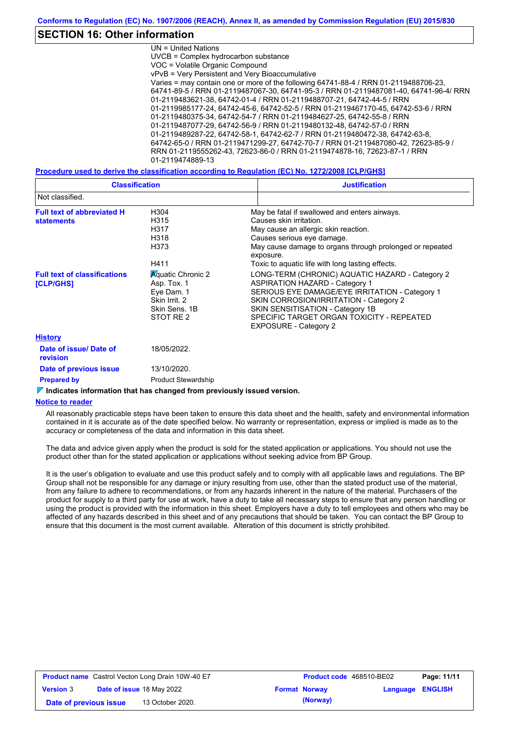Conforms to Regulation (EC) No. 1907/2006 (REACH), Annex II, as amended by Commission Regulation (EU) 2015/830

## SECTION 16: Other information

UN = United Nations
UVCB = Complex hydrocarbon substance
VOC = Volatile Organic Compound
vPvB = Very Persistent and Very Bioaccumulative
Varies = may contain one or more of the following 64741-88-4 / RRN 01-2119488706-23, 64741-89-5 / RRN 01-2119487067-30, 64741-95-3 / RRN 01-2119487081-40, 64741-96-4/ RRN 01-2119483621-38, 64742-01-4 / RRN 01-2119488707-21, 64742-44-5 / RRN 01-2119985177-24, 64742-45-6, 64742-52-5 / RRN 01-2119467170-45, 64742-53-6 / RRN 01-2119480375-34, 64742-54-7 / RRN 01-2119484627-25, 64742-55-8 / RRN 01-2119487077-29, 64742-56-9 / RRN 01-2119480132-48, 64742-57-0 / RRN 01-2119489287-22, 64742-58-1, 64742-62-7 / RRN 01-2119480472-38, 64742-63-8, 64742-65-0 / RRN 01-2119471299-27, 64742-70-7 / RRN 01-2119487080-42, 72623-85-9 / RRN 01-2119555262-43, 72623-86-0 / RRN 01-2119474878-16, 72623-87-1 / RRN 01-2119474889-13

**Procedure used to derive the classification according to Regulation (EC) No. 1272/2008 [CLP/GHS]**

| Classification | Justification |
|---|---|
| Not classified. | |

**Full text of abbreviated H statements**

| | |
|---|---|
| H304 | May be fatal if swallowed and enters airways. |
| H315 | Causes skin irritation. |
| H317 | May cause an allergic skin reaction. |
| H318 | Causes serious eye damage. |
| H373 | May cause damage to organs through prolonged or repeated exposure. |
| H411 | Toxic to aquatic life with long lasting effects. |

**Full text of classifications [CLP/GHS]**

| | |
|---|---|
| Aquatic Chronic 2 | LONG-TERM (CHRONIC) AQUATIC HAZARD - Category 2 |
| Asp. Tox. 1 | ASPIRATION HAZARD - Category 1 |
| Eye Dam. 1 | SERIOUS EYE DAMAGE/EYE IRRITATION - Category 1 |
| Skin Irrit. 2 | SKIN CORROSION/IRRITATION - Category 2 |
| Skin Sens. 1B | SKIN SENSITISATION - Category 1B |
| STOT RE 2 | SPECIFIC TARGET ORGAN TOXICITY - REPEATED EXPOSURE - Category 2 |

**History**

**Date of issue/ Date of revision:** 18/05/2022.

**Date of previous issue:** 13/10/2020.

**Prepared by:** Product Stewardship

**Indicates information that has changed from previously issued version.**

**Notice to reader**

All reasonably practicable steps have been taken to ensure this data sheet and the health, safety and environmental information contained in it is accurate as of the date specified below. No warranty or representation, express or implied is made as to the accuracy or completeness of the data and information in this data sheet.

The data and advice given apply when the product is sold for the stated application or applications. You should not use the product other than for the stated application or applications without seeking advice from BP Group.

It is the user's obligation to evaluate and use this product safely and to comply with all applicable laws and regulations. The BP Group shall not be responsible for any damage or injury resulting from use, other than the stated product use of the material, from any failure to adhere to recommendations, or from any hazards inherent in the nature of the material. Purchasers of the product for supply to a third party for use at work, have a duty to take all necessary steps to ensure that any person handling or using the product is provided with the information in this sheet. Employers have a duty to tell employees and others who may be affected of any hazards described in this sheet and of any precautions that should be taken. You can contact the BP Group to ensure that this document is the most current available. Alteration of this document is strictly prohibited.